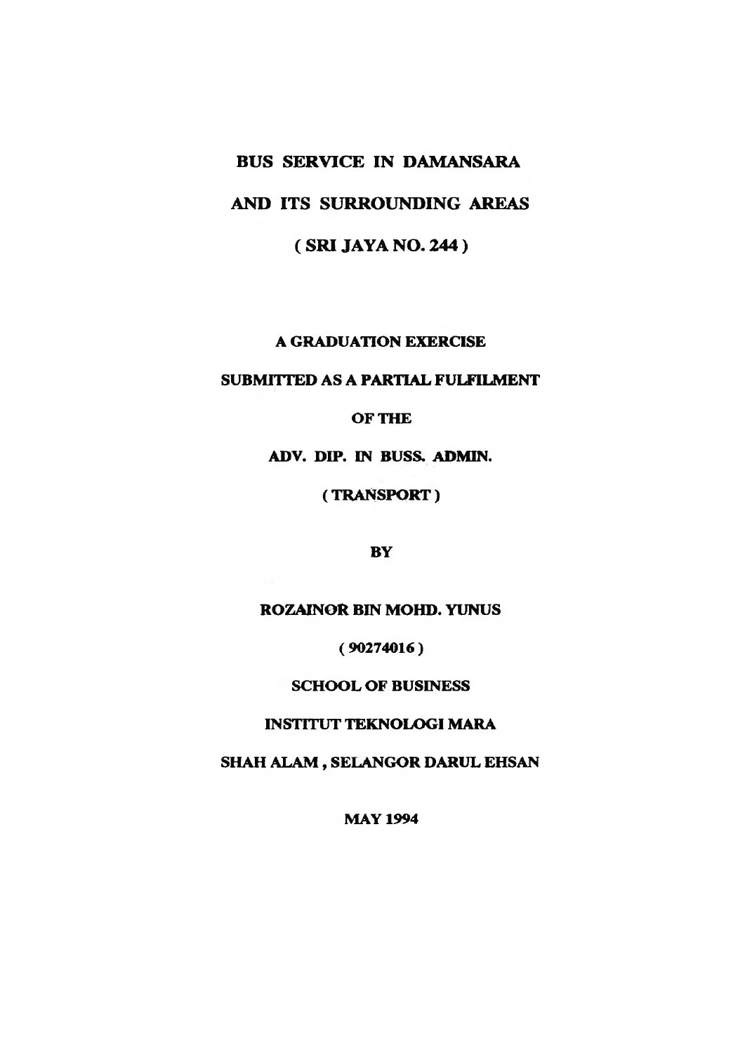# BUS SERVICE IN DAMANSARA AND ITS SURROUNDING AREAS

# ( SRI JAYA NO. 244 )

**A GRADUATION EXERCISE**

**SUBMITTED AS A PARTIAL FULFILMENT**

**OF THE**

**ADV. DIP. IN BUSS. ADMIN.**

**( TRANSPORT )**

**BY**

**ROZAINOR BIN MOHD. YUNUS**

**( 90274016 )**

**SCHOOL OF BUSINESS**

**INSTITUT TEKNOLOGI MARA**

**SHAH ALAM , SELANGOR DARUL EHSAN**

**MAY 1994**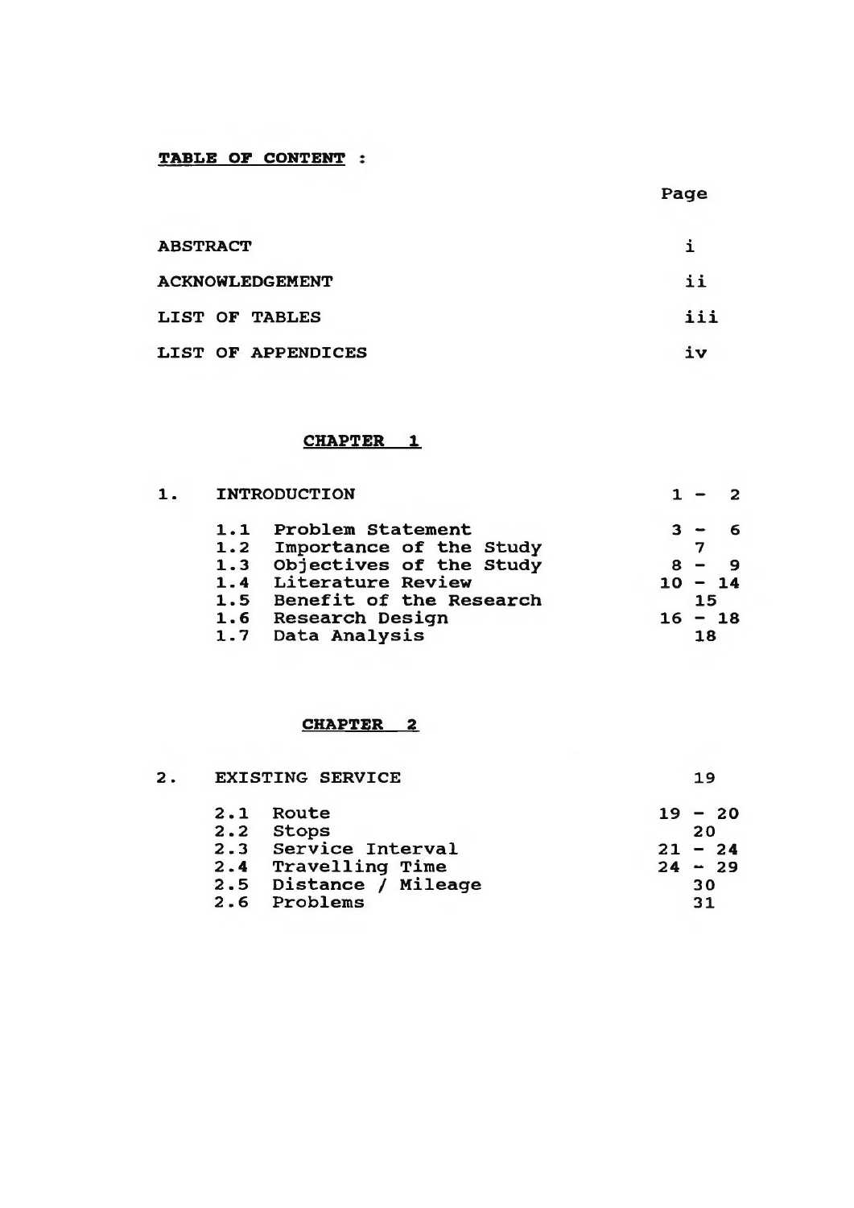**TABLE OF CONTENT :**

| | Page |
|---|---|
| ABSTRACT | i |
| ACKNOWLEDGEMENT | ii |
| LIST OF TABLES | iii |
| LIST OF APPENDICES | iv |

## CHAPTER 1

| | | Page |
|---|---|---|
| 1. | INTRODUCTION | 1 - 2 |
| 1.1 | Problem Statement | 3 - 6 |
| 1.2 | Importance of the Study | 7 |
| 1.3 | Objectives of the Study | 8 - 9 |
| 1.4 | Literature Review | 10 - 14 |
| 1.5 | Benefit of the Research | 15 |
| 1.6 | Research Design | 16 - 18 |
| 1.7 | Data Analysis | 18 |

## CHAPTER 2

| | | Page |
|---|---|---|
| 2. | EXISTING SERVICE | 19 |
| 2.1 | Route | 19 - 20 |
| 2.2 | Stops | 20 |
| 2.3 | Service Interval | 21 - 24 |
| 2.4 | Travelling Time | 24 - 29 |
| 2.5 | Distance / Mileage | 30 |
| 2.6 | Problems | 31 |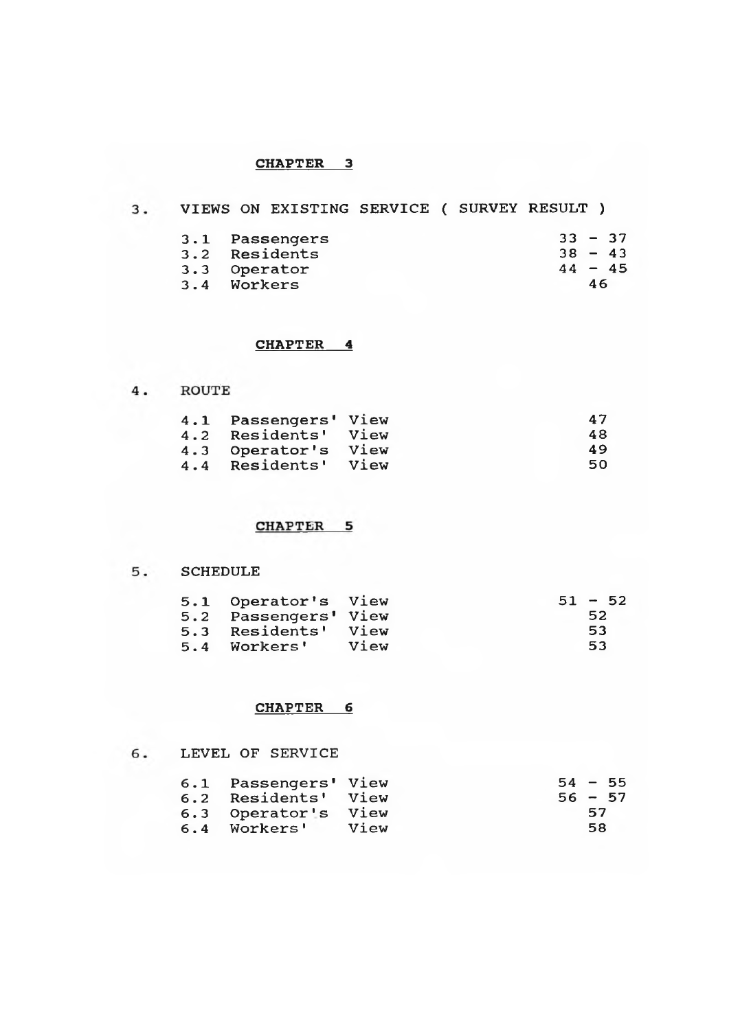**CHAPTER 3**

3. VIEWS ON EXISTING SERVICE ( SURVEY RESULT )

| | | |
|---|---|---|
| 3.1 | Passengers | 33 - 37 |
| 3.2 | Residents | 38 - 43 |
| 3.3 | Operator | 44 - 45 |
| 3.4 | Workers | 46 |

**CHAPTER 4**

4. ROUTE

| | | |
|---|---|---|
| 4.1 | Passengers' View | 47 |
| 4.2 | Residents' View | 48 |
| 4.3 | Operator's View | 49 |
| 4.4 | Residents' View | 50 |

**CHAPTER 5**

5. SCHEDULE

| | | |
|---|---|---|
| 5.1 | Operator's View | 51 - 52 |
| 5.2 | Passengers' View | 52 |
| 5.3 | Residents' View | 53 |
| 5.4 | Workers' View | 53 |

**CHAPTER 6**

6. LEVEL OF SERVICE

| | | |
|---|---|---|
| 6.1 | Passengers' View | 54 - 55 |
| 6.2 | Residents' View | 56 - 57 |
| 6.3 | Operator's View | 57 |
| 6.4 | Workers' View | 58 |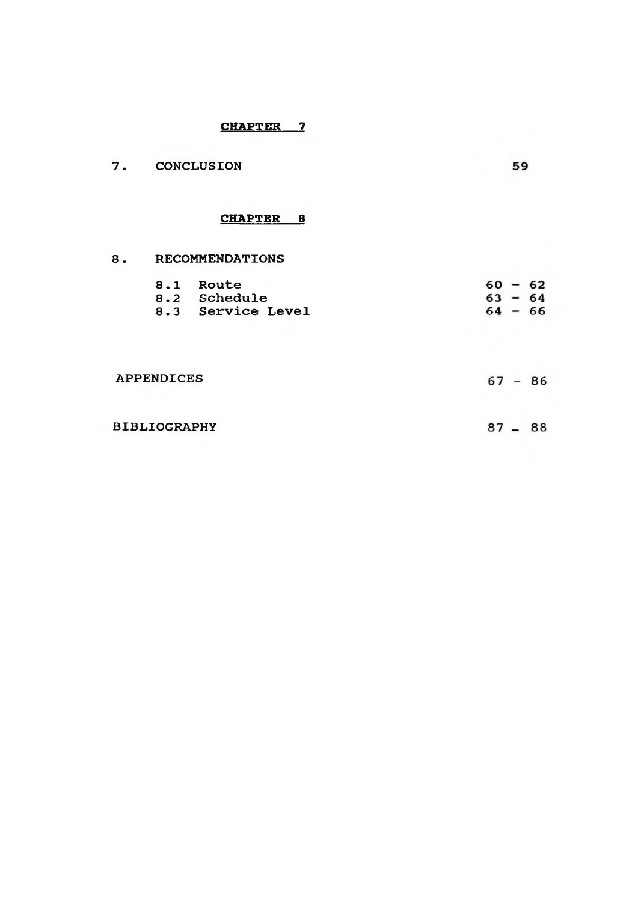**CHAPTER 7**

| | |
|---|---|
| 7. CONCLUSION | 59 |

**CHAPTER 8**

| | |
|---|---|
| 8. RECOMMENDATIONS | |
| 8.1 Route | 60 - 62 |
| 8.2 Schedule | 63 - 64 |
| 8.3 Service Level | 64 - 66 |
| | |
| APPENDICES | 67 - 86 |
| | |
| BIBLIOGRAPHY | 87 - 88 |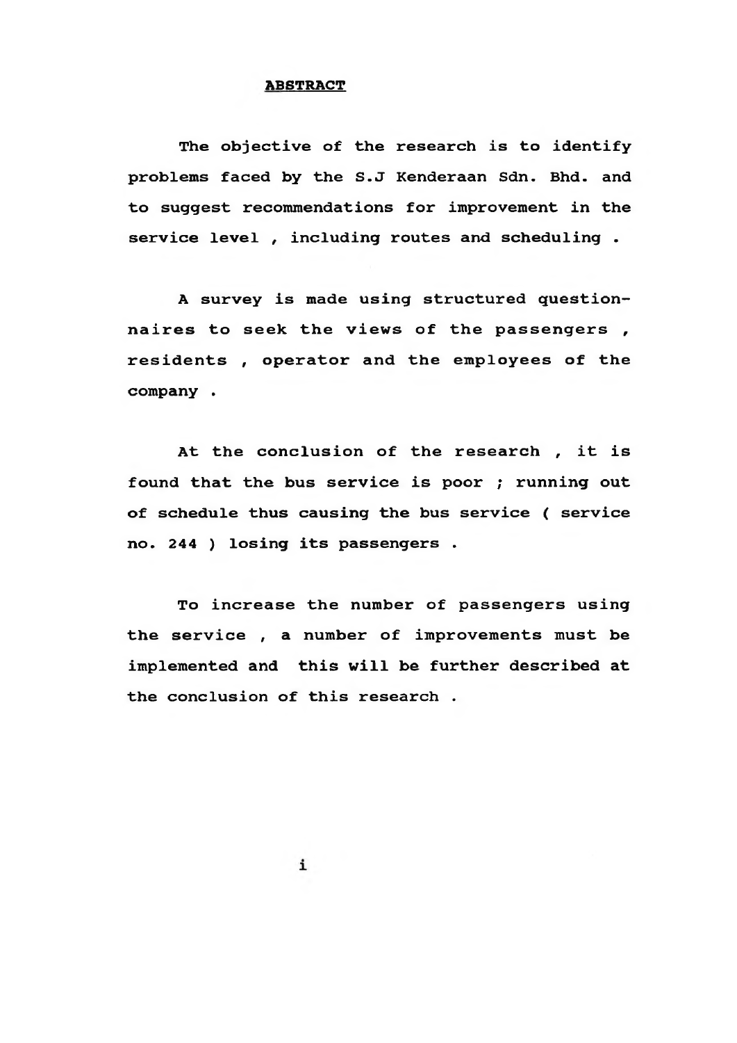## ABSTRACT

The objective of the research is to identify problems faced by the S.J Kenderaan Sdn. Bhd. and to suggest recommendations for improvement in the service level , including routes and scheduling .

A survey is made using structured questionnaires to seek the views of the passengers , residents , operator and the employees of the company .

At the conclusion of the research , it is found that the bus service is poor ; running out of schedule thus causing the bus service ( service no. 244 ) losing its passengers .

To increase the number of passengers using the service , a number of improvements must be implemented and this will be further described at the conclusion of this research .